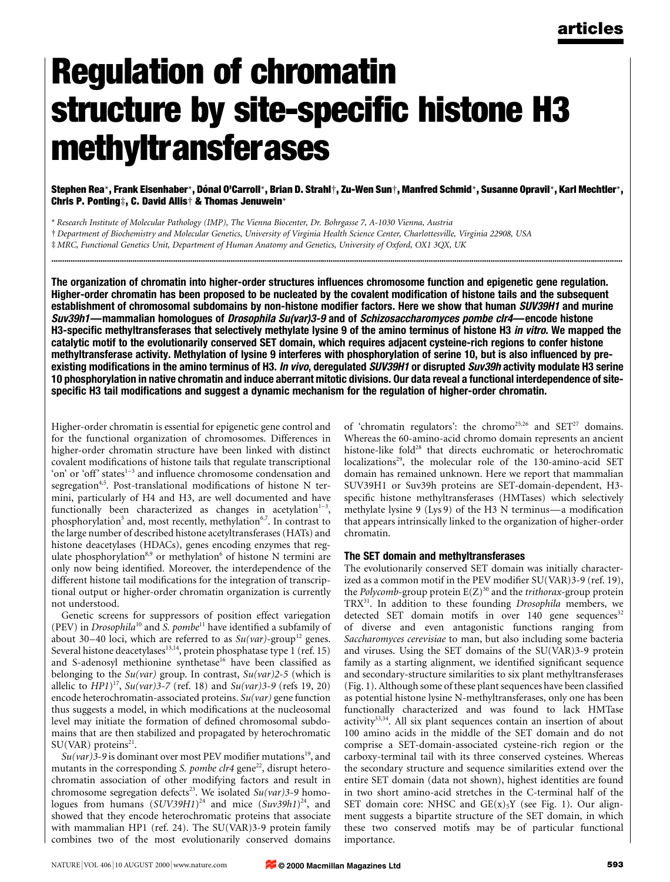# Regulation of chromatin structure by site-specific histone H3 methyltransferases

**Stephen Rea*, Frank Eisenhaber*, Dónal O'Carroll*, Brian D. Strahl†, Zu-Wen Sun†, Manfred Schmid*, Susanne Opravil*, Karl Mechtler*, Chris P. Ponting‡, C. David Allis† & Thomas Jenuwein***

\* *Research Institute of Molecular Pathology (IMP), The Vienna Biocenter, Dr. Bohrgasse 7, A-1030 Vienna, Austria*

† *Department of Biochemistry and Molecular Genetics, University of Virginia Health Science Center, Charlottesville, Virginia 22908, USA*

‡ *MRC, Functional Genetics Unit, Department of Human Anatomy and Genetics, University of Oxford, OX1 3QX, UK*

**The organization of chromatin into higher-order structures influences chromosome function and epigenetic gene regulation. Higher-order chromatin has been proposed to be nucleated by the covalent modification of histone tails and the subsequent establishment of chromosomal subdomains by non-histone modifier factors. Here we show that human *SUV39H1* and murine *Suv39h1*—mammalian homologues of *Drosophila Su(var)3-9* and of *Schizosaccharomyces pombe clr4*—encode histone H3-specific methyltransferases that selectively methylate lysine 9 of the amino terminus of histone H3 *in vitro*. We mapped the catalytic motif to the evolutionarily conserved SET domain, which requires adjacent cysteine-rich regions to confer histone methyltransferase activity. Methylation of lysine 9 interferes with phosphorylation of serine 10, but is also influenced by pre-existing modifications in the amino terminus of H3. *In vivo*, deregulated *SUV39H1* or disrupted *Suv39h* activity modulate H3 serine 10 phosphorylation in native chromatin and induce aberrant mitotic divisions. Our data reveal a functional interdependence of site-specific H3 tail modifications and suggest a dynamic mechanism for the regulation of higher-order chromatin.**

Higher-order chromatin is essential for epigenetic gene control and for the functional organization of chromosomes. Differences in higher-order chromatin structure have been linked with distinct covalent modifications of histone tails that regulate transcriptional 'on' or 'off' states[1–3] and influence chromosome condensation and segregation[4,5]. Post-translational modifications of histone N termini, particularly of H4 and H3, are well documented and have functionally been characterized as changes in acetylation[1–3], phosphorylation[5] and, most recently, methylation[6,7]. In contrast to the large number of described histone acetyltransferases (HATs) and histone deacetylases (HDACs), genes encoding enzymes that regulate phosphorylation[8,9] or methylation[6] of histone N termini are only now being identified. Moreover, the interdependence of the different histone tail modifications for the integration of transcriptional output or higher-order chromatin organization is currently not understood.

Genetic screens for suppressors of position effect variegation (PEV) in *Drosophila*[10] and *S. pombe*[11] have identified a subfamily of about 30–40 loci, which are referred to as *Su(var)*-group[12] genes. Several histone deacetylases[13,14], protein phosphatase type 1 (ref. 15) and S-adenosyl methionine synthetase[16] have been classified as belonging to the *Su(var)* group. In contrast, *Su(var)2-5* (which is allelic to *HP1*)[17], *Su(var)3-7* (ref. 18) and *Su(var)3-9* (refs 19, 20) encode heterochromatin-associated proteins. *Su(var)* gene function thus suggests a model, in which modifications at the nucleosomal level may initiate the formation of defined chromosomal subdomains that are then stabilized and propagated by heterochromatic SU(VAR) proteins[21].

*Su(var)3-9* is dominant over most PEV modifier mutations[19], and mutants in the corresponding *S. pombe clr4* gene[22], disrupt heterochromatin association of other modifying factors and result in chromosome segregation defects[23]. We isolated *Su(var)3-9* homologues from humans (*SUV39H1*)[24] and mice (*Suv39h1*)[24], and showed that they encode heterochromatic proteins that associate with mammalian HP1 (ref. 24). The SU(VAR)3-9 protein family combines two of the most evolutionarily conserved domains of 'chromatin regulators': the chromo[25,26] and SET[27] domains. Whereas the 60-amino-acid chromo domain represents an ancient histone-like fold[28] that directs euchromatic or heterochromatic localizations[29], the molecular role of the 130-amino-acid SET domain has remained unknown. Here we report that mammalian SUV39H1 or Suv39h proteins are SET-domain-dependent, H3-specific histone methyltransferases (HMTases) which selectively methylate lysine 9 (Lys 9) of the H3 N terminus—a modification that appears intrinsically linked to the organization of higher-order chromatin.

## The SET domain and methyltransferases

The evolutionarily conserved SET domain was initially characterized as a common motif in the PEV modifier SU(VAR)3-9 (ref. 19), the *Polycomb*-group protein E(Z)[30] and the *trithorax*-group protein TRX[31]. In addition to these founding *Drosophila* members, we detected SET domain motifs in over 140 gene sequences[32] of diverse and even antagonistic functions ranging from *Saccharomyces cerevisiae* to man, but also including some bacteria and viruses. Using the SET domains of the SU(VAR)3-9 protein family as a starting alignment, we identified significant sequence and secondary-structure similarities to six plant methyltransferases (Fig. 1). Although some of these plant sequences have been classified as potential histone lysine N-methyltransferases, only one has been functionally characterized and was found to lack HMTase activity[33,34]. All six plant sequences contain an insertion of about 100 amino acids in the middle of the SET domain and do not comprise a SET-domain-associated cysteine-rich region or the carboxy-terminal tail with its three conserved cysteines. Whereas the secondary structure and sequence similarities extend over the entire SET domain (data not shown), highest identities are found in two short amino-acid stretches in the C-terminal half of the SET domain core: NHSC and $GE(x)_5Y$ (see Fig. 1). Our alignment suggests a bipartite structure of the SET domain, in which these two conserved motifs may be of particular functional importance.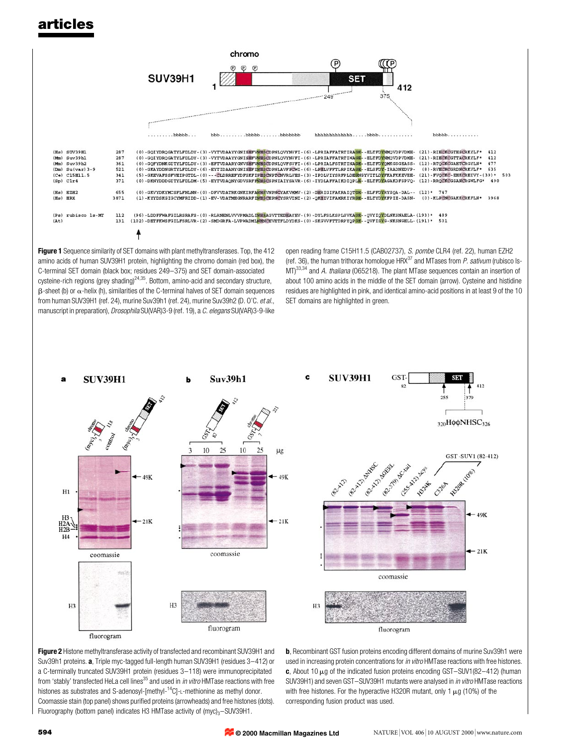**Figure 1** Sequence similarity of SET domains with plant methyltransferases. Top, the 412 amino acids of human SUV39H1 protein, highlighting the chromo domain (red box), the C-terminal SET domain (black box; residues 249–375) and SET domain-associated cysteine-rich regions (grey shading)[24,35]. Bottom, amino-acid and secondary structure, β-sheet (b) or α-helix (h), similarities of the C-terminal halves of SET domain sequences from human SUV39H1 (ref. 24), murine Suv39h1 (ref. 24), murine Suv39h2 (D. O'C. *et al.*, manuscript in preparation), *Drosophila* SU(VAR)3-9 (ref. 19), a *C. elegans* SU(VAR)3-9-like open reading frame C15H11.5 (CAB02737), *S. pombe* CLR4 (ref. 22), human EZH2 (ref. 36), the human trithorax homologue HRX[37] and MTases from *P. sativum* (rubisco ls-MT)[33,34] and *A. thaliana* (O65218). The plant MTase sequences contain an insertion of about 100 amino acids in the middle of the SET domain (arrow). Cysteine and histidine residues are highlighted in pink, and identical amino-acid positions in at least 9 of the 10 SET domains are highlighted in green.

**Figure 2** Histone methyltransferase activity of transfected and recombinant SUV39H1 and Suv39h1 proteins. **a**, Triple myc-tagged full-length human SUV39H1 (residues 3–412) or a C-terminally truncated SUV39H1 protein (residues 3–118) were immunoprecipitated from 'stably' transfected HeLa cell lines[35] and used in *in vitro* HMTase reactions with free histones as substrates and S-adenosyl-[methyl-$^{14}$C]-L-methionine as methyl donor. Coomassie stain (top panel) shows purified proteins (arrowheads) and free histones (dots). Fluorography (bottom panel) indicates H3 HMTase activity of $(myc)_3$–SUV39H1. **b**, Recombinant GST fusion proteins encoding different domains of murine Suv39h1 were used in increasing protein concentrations for *in vitro* HMTase reactions with free histones. **c**, About 10 μg of the indicated fusion proteins encoding GST–SUV1(82–412) (human SUV39H1) and seven GST–SUV39H1 mutants were analysed in *in vitro* HMTase reactions with free histones. For the hyperactive H320R mutant, only 1 μg (10%) of the corresponding fusion product was used.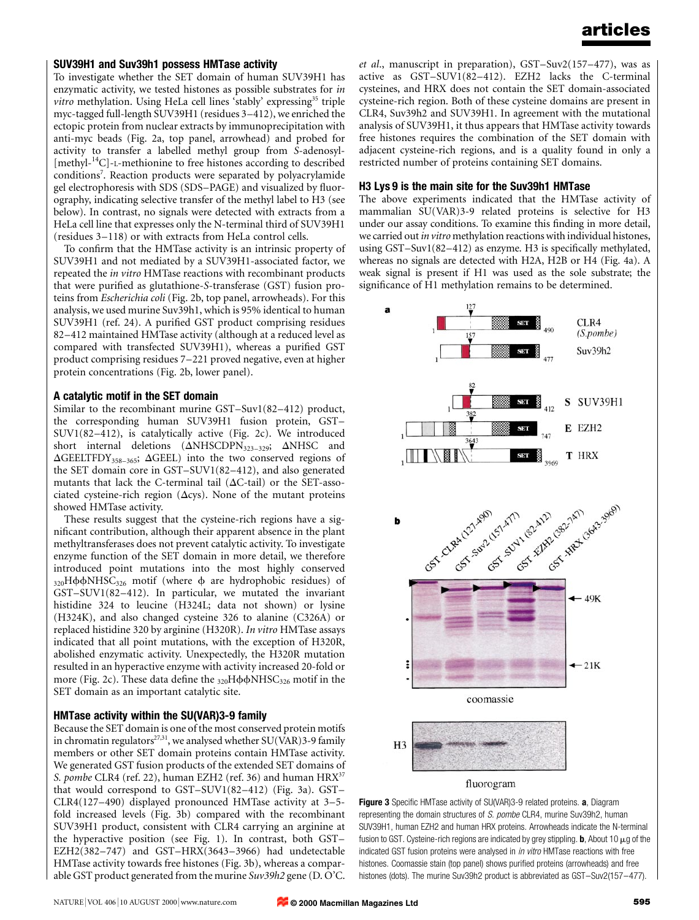## SUV39H1 and Suv39h1 possess HMTase activity

To investigate whether the SET domain of human SUV39H1 has enzymatic activity, we tested histones as possible substrates for *in vitro* methylation. Using HeLa cell lines 'stably' expressing[35] triple myc-tagged full-length SUV39H1 (residues 3–412), we enriched the ectopic protein from nuclear extracts by immunoprecipitation with anti-myc beads (Fig. 2a, top panel, arrowhead) and probed for activity to transfer a labelled methyl group from *S*-adenosyl-[methyl-$^{14}$C]-L-methionine to free histones according to described conditions[7]. Reaction products were separated by polyacrylamide gel electrophoresis with SDS (SDS–PAGE) and visualized by fluorography, indicating selective transfer of the methyl label to H3 (see below). In contrast, no signals were detected with extracts from a HeLa cell line that expresses only the N-terminal third of SUV39H1 (residues 3–118) or with extracts from HeLa control cells.

To confirm that the HMTase activity is an intrinsic property of SUV39H1 and not mediated by a SUV39H1-associated factor, we repeated the *in vitro* HMTase reactions with recombinant products that were purified as glutathione-*S*-transferase (GST) fusion proteins from *Escherichia coli* (Fig. 2b, top panel, arrowheads). For this analysis, we used murine Suv39h1, which is 95% identical to human SUV39H1 (ref. 24). A purified GST product comprising residues 82–412 maintained HMTase activity (although at a reduced level as compared with transfected SUV39H1), whereas a purified GST product comprising residues 7–221 proved negative, even at higher protein concentrations (Fig. 2b, lower panel).

## A catalytic motif in the SET domain

Similar to the recombinant murine GST–Suv1(82–412) product, the corresponding human SUV39H1 fusion protein, GST–SUV1(82–412), is catalytically active (Fig. 2c). We introduced short internal deletions ($\Delta$NHSCDPN$_{323-329}$; $\Delta$NHSC and $\Delta$GEELTFDY$_{358-365}$; $\Delta$GEEL) into the two conserved regions of the SET domain core in GST–SUV1(82–412), and also generated mutants that lack the C-terminal tail ($\Delta$C-tail) or the SET-associated cysteine-rich region ($\Delta$cys). None of the mutant proteins showed HMTase activity.

These results suggest that the cysteine-rich regions have a significant contribution, although their apparent absence in the plant methyltransferases does not prevent catalytic activity. To investigate enzyme function of the SET domain in more detail, we therefore introduced point mutations into the most highly conserved $_{320}$H$\phi\phi$NHSC$_{326}$ motif (where $\phi$ are hydrophobic residues) of GST–SUV1(82–412). In particular, we mutated the invariant histidine 324 to leucine (H324L; data not shown) or lysine (H324K), and also changed cysteine 326 to alanine (C326A) or replaced histidine 320 by arginine (H320R). *In vitro* HMTase assays indicated that all point mutations, with the exception of H320R, abolished enzymatic activity. Unexpectedly, the H320R mutation resulted in an hyperactive enzyme with activity increased 20-fold or more (Fig. 2c). These data define the $_{320}$H$\phi\phi$NHSC$_{326}$ motif in the SET domain as an important catalytic site.

## HMTase activity within the SU(VAR)3-9 family

Because the SET domain is one of the most conserved protein motifs in chromatin regulators[27,31], we analysed whether SU(VAR)3-9 family members or other SET domain proteins contain HMTase activity. We generated GST fusion products of the extended SET domains of *S. pombe* CLR4 (ref. 22), human EZH2 (ref. 36) and human HRX[37] that would correspond to GST–SUV1(82–412) (Fig. 3a). GST–CLR4(127–490) displayed pronounced HMTase activity at 3–5-fold increased levels (Fig. 3b) compared with the recombinant SUV39H1 product, consistent with CLR4 carrying an arginine at the hyperactive position (see Fig. 1). In contrast, both GST–EZH2(382–747) and GST–HRX(3643–3966) had undetectable HMTase activity towards free histones (Fig. 3b), whereas a comparable GST product generated from the murine *Suv39h2* gene (D. O'C. *et al.*, manuscript in preparation), GST–Suv2(157–477), was as active as GST–SUV1(82–412). EZH2 lacks the C-terminal cysteines, and HRX does not contain the SET domain-associated cysteine-rich region. Both of these cysteine domains are present in CLR4, Suv39h2 and SUV39H1. In agreement with the mutational analysis of SUV39H1, it thus appears that HMTase activity towards free histones requires the combination of the SET domain with adjacent cysteine-rich regions, and is a quality found in only a restricted number of proteins containing SET domains.

## H3 Lys 9 is the main site for the Suv39h1 HMTase

The above experiments indicated that the HMTase activity of mammalian SU(VAR)3-9 related proteins is selective for H3 under our assay conditions. To examine this finding in more detail, we carried out *in vitro* methylation reactions with individual histones, using GST–Suv1(82–412) as enzyme. H3 is specifically methylated, whereas no signals are detected with H2A, H2B or H4 (Fig. 4a). A weak signal is present if H1 was used as the sole substrate; the significance of H1 methylation remains to be determined.

**Figure 3** Specific HMTase activity of SU(VAR)3-9 related proteins. **a**, Diagram representing the domain structures of *S. pombe* CLR4, murine Suv39h2, human SUV39H1, human EZH2 and human HRX proteins. Arrowheads indicate the N-terminal fusion to GST. Cysteine-rich regions are indicated by grey stippling. **b**, About 10 μg of the indicated GST fusion proteins were analysed in *in vitro* HMTase reactions with free histones. Coomassie stain (top panel) shows purified proteins (arrowheads) and free histones (dots). The murine Suv39h2 product is abbreviated as GST–Suv2(157–477).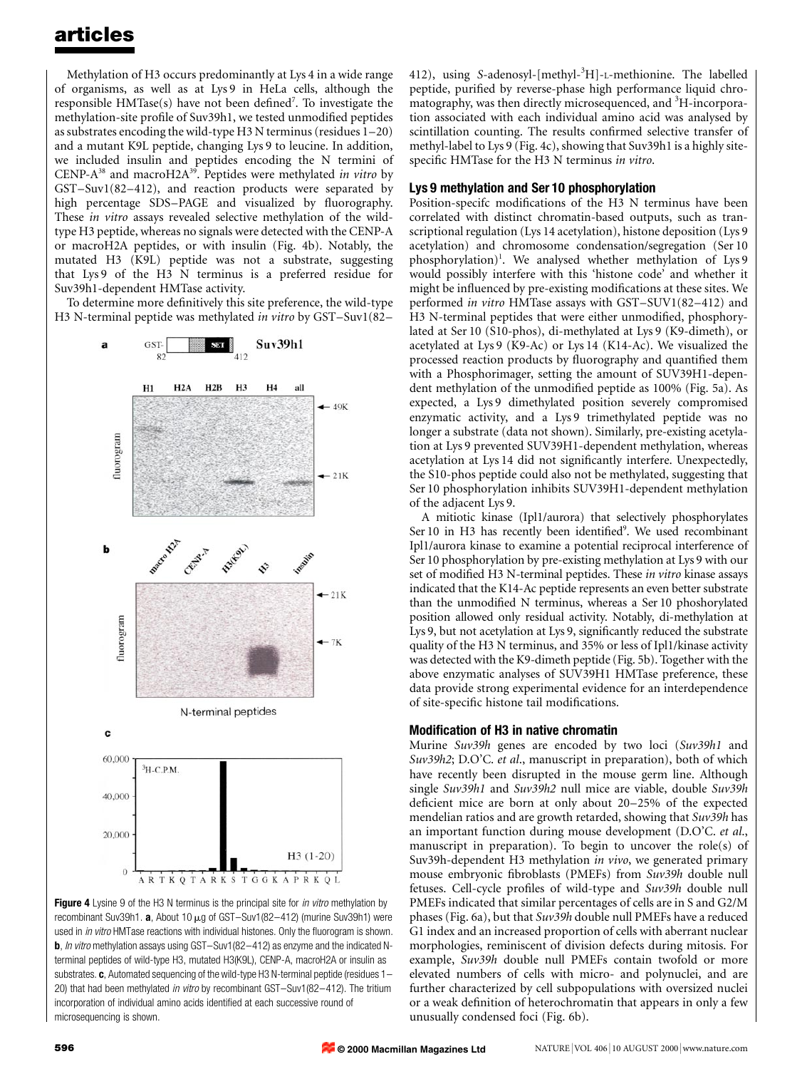Methylation of H3 occurs predominantly at Lys 4 in a wide range of organisms, as well as at Lys 9 in HeLa cells, although the responsible HMTase(s) have not been defined[7]. To investigate the methylation-site profile of Suv39h1, we tested unmodified peptides as substrates encoding the wild-type H3 N terminus (residues 1–20) and a mutant K9L peptide, changing Lys 9 to leucine. In addition, we included insulin and peptides encoding the N termini of CENP-A[38] and macroH2A[39]. Peptides were methylated *in vitro* by GST–Suv1(82–412), and reaction products were separated by high percentage SDS–PAGE and visualized by fluorography. These *in vitro* assays revealed selective methylation of the wild-type H3 peptide, whereas no signals were detected with the CENP-A or macroH2A peptides, or with insulin (Fig. 4b). Notably, the mutated H3 (K9L) peptide was not a substrate, suggesting that Lys 9 of the H3 N terminus is a preferred residue for Suv39h1-dependent HMTase activity.

To determine more definitively this site preference, the wild-type H3 N-terminal peptide was methylated *in vitro* by GST–Suv1(82–412), using *S*-adenosyl-[methyl-$^3$H]-L-methionine. The labelled peptide, purified by reverse-phase high performance liquid chromatography, was then directly microsequenced, and $^3$H-incorporation associated with each individual amino acid was analysed by scintillation counting. The results confirmed selective transfer of methyl-label to Lys 9 (Fig. 4c), showing that Suv39h1 is a highly site-specific HMTase for the H3 N terminus *in vitro*.

**Figure 4** Lysine 9 of the H3 N terminus is the principal site for *in vitro* methylation by recombinant Suv39h1. **a**, About 10 μg of GST–Suv1(82–412) (murine Suv39h1) were used in *in vitro* HMTase reactions with individual histones. Only the fluorogram is shown. **b**, *In vitro* methylation assays using GST–Suv1(82–412) as enzyme and the indicated N-terminal peptides of wild-type H3, mutated H3(K9L), CENP-A, macroH2A or insulin as substrates. **c**, Automated sequencing of the wild-type H3 N-terminal peptide (residues 1–20) that had been methylated *in vitro* by recombinant GST–Suv1(82–412). The tritium incorporation of individual amino acids identified at each successive round of microsequencing is shown.

### Lys 9 methylation and Ser 10 phosphorylation

Position-specifc modifications of the H3 N terminus have been correlated with distinct chromatin-based outputs, such as transcriptional regulation (Lys 14 acetylation), histone deposition (Lys 9 acetylation) and chromosome condensation/segregation (Ser 10 phosphorylation)[1]. We analysed whether methylation of Lys 9 would possibly interfere with this 'histone code' and whether it might be influenced by pre-existing modifications at these sites. We performed *in vitro* HMTase assays with GST–SUV1(82–412) and H3 N-terminal peptides that were either unmodified, phosphorylated at Ser 10 (S10-phos), di-methylated at Lys 9 (K9-dimeth), or acetylated at Lys 9 (K9-Ac) or Lys 14 (K14-Ac). We visualized the processed reaction products by fluorography and quantified them with a Phosphorimager, setting the amount of SUV39H1-dependent methylation of the unmodified peptide as 100% (Fig. 5a). As expected, a Lys 9 dimethylated position severely compromised enzymatic activity, and a Lys 9 trimethylated peptide was no longer a substrate (data not shown). Similarly, pre-existing acetylation at Lys 9 prevented SUV39H1-dependent methylation, whereas acetylation at Lys 14 did not significantly interfere. Unexpectedly, the S10-phos peptide could also not be methylated, suggesting that Ser 10 phosphorylation inhibits SUV39H1-dependent methylation of the adjacent Lys 9.

A mitiotic kinase (Ipl1/aurora) that selectively phosphorylates Ser 10 in H3 has recently been identified[9]. We used recombinant Ipl1/aurora kinase to examine a potential reciprocal interference of Ser 10 phosphorylation by pre-existing methylation at Lys 9 with our set of modified H3 N-terminal peptides. These *in vitro* kinase assays indicated that the K14-Ac peptide represents an even better substrate than the unmodified N terminus, whereas a Ser 10 phoshorylated position allowed only residual activity. Notably, di-methylation at Lys 9, but not acetylation at Lys 9, significantly reduced the substrate quality of the H3 N terminus, and 35% or less of Ipl1/kinase activity was detected with the K9-dimeth peptide (Fig. 5b). Together with the above enzymatic analyses of SUV39H1 HMTase preference, these data provide strong experimental evidence for an interdependence of site-specific histone tail modifications.

### Modification of H3 in native chromatin

Murine *Suv39h* genes are encoded by two loci (*Suv39h1* and *Suv39h2*; D.O'C. *et al*., manuscript in preparation), both of which have recently been disrupted in the mouse germ line. Although single *Suv39h1* and *Suv39h2* null mice are viable, double *Suv39h* deficient mice are born at only about 20–25% of the expected mendelian ratios and are growth retarded, showing that *Suv39h* has an important function during mouse development (D.O'C. *et al*., manuscript in preparation). To begin to uncover the role(s) of Suv39h-dependent H3 methylation *in vivo*, we generated primary mouse embryonic fibroblasts (PMEFs) from *Suv39h* double null fetuses. Cell-cycle profiles of wild-type and *Suv39h* double null PMEFs indicated that similar percentages of cells are in S and G2/M phases (Fig. 6a), but that *Suv39h* double null PMEFs have a reduced G1 index and an increased proportion of cells with aberrant nuclear morphologies, reminiscent of division defects during mitosis. For example, *Suv39h* double null PMEFs contain twofold or more elevated numbers of cells with micro- and polynuclei, and are further characterized by cell subpopulations with oversized nuclei or a weak definition of heterochromatin that appears in only a few unusually condensed foci (Fig. 6b).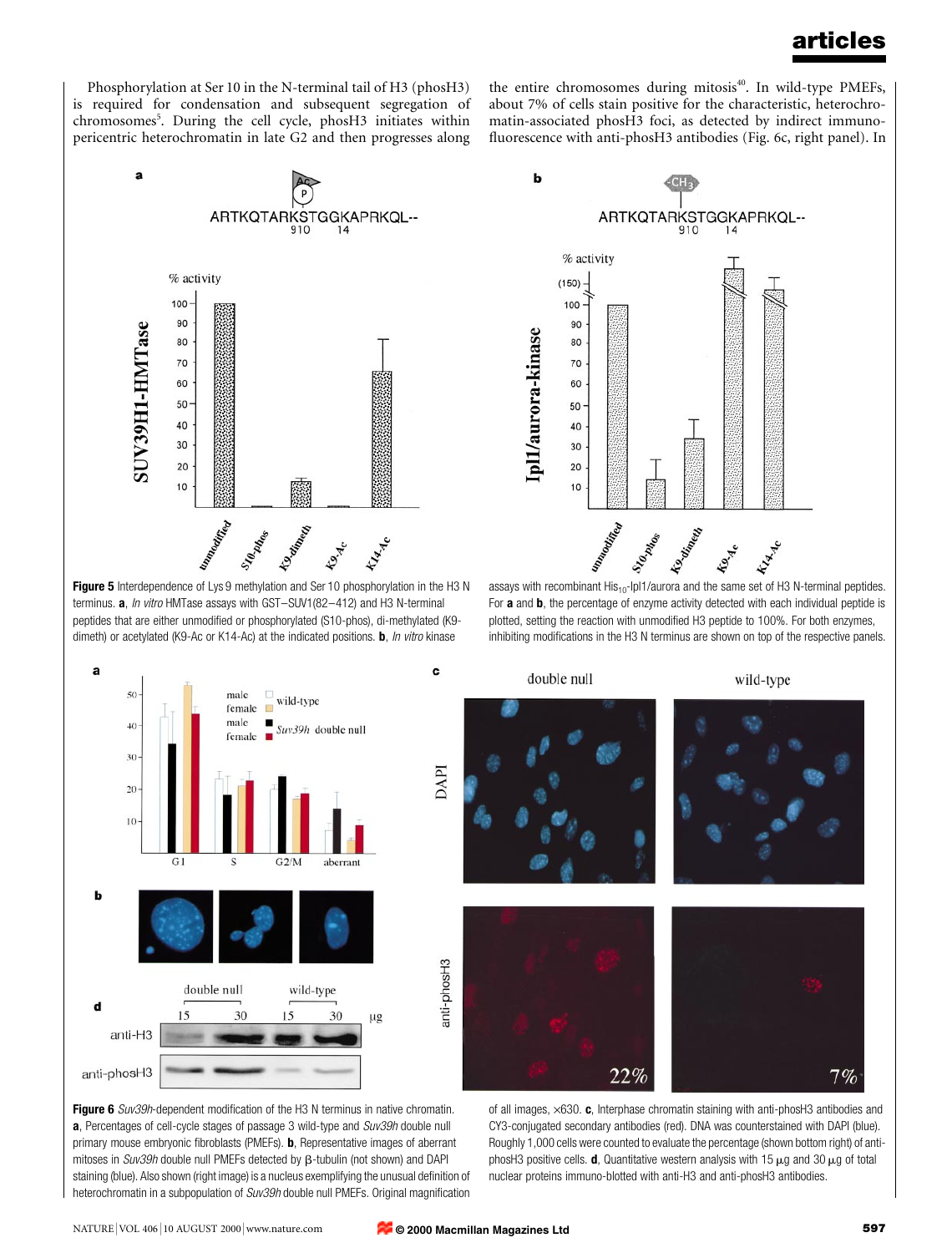Phosphorylation at Ser 10 in the N-terminal tail of H3 (phosH3) is required for condensation and subsequent segregation of chromosomes[5]. During the cell cycle, phosH3 initiates within pericentric heterochromatin in late G2 and then progresses along the entire chromosomes during mitosis[40]. In wild-type PMEFs, about 7% of cells stain positive for the characteristic, heterochromatin-associated phosH3 foci, as detected by indirect immunofluorescence with anti-phosH3 antibodies (Fig. 6c, right panel). In

**Figure 5** Interdependence of Lys 9 methylation and Ser 10 phosphorylation in the H3 N terminus. **a**, *In vitro* HMTase assays with GST–SUV1(82–412) and H3 N-terminal peptides that are either unmodified or phosphorylated (S10-phos), di-methylated (K9-dimeth) or acetylated (K9-Ac or K14-Ac) at the indicated positions. **b**, *In vitro* kinase assays with recombinant $His_{10}$-Ipl1/aurora and the same set of H3 N-terminal peptides. For **a** and **b**, the percentage of enzyme activity detected with each individual peptide is plotted, setting the reaction with unmodified H3 peptide to 100%. For both enzymes, inhibiting modifications in the H3 N terminus are shown on top of the respective panels.

**Figure 6** *Suv39h*-dependent modification of the H3 N terminus in native chromatin. **a**, Percentages of cell-cycle stages of passage 3 wild-type and *Suv39h* double null primary mouse embryonic fibroblasts (PMEFs). **b**, Representative images of aberrant mitoses in *Suv39h* double null PMEFs detected by β-tubulin (not shown) and DAPI staining (blue). Also shown (right image) is a nucleus exemplifying the unusual definition of heterochromatin in a subpopulation of *Suv39h* double null PMEFs. Original magnification of all images, ×630. **c**, Interphase chromatin staining with anti-phosH3 antibodies and CY3-conjugated secondary antibodies (red). DNA was counterstained with DAPI (blue). Roughly 1,000 cells were counted to evaluate the percentage (shown bottom right) of anti-phosH3 positive cells. **d**, Quantitative western analysis with 15 μg and 30 μg of total nuclear proteins immuno-blotted with anti-H3 and anti-phosH3 antibodies.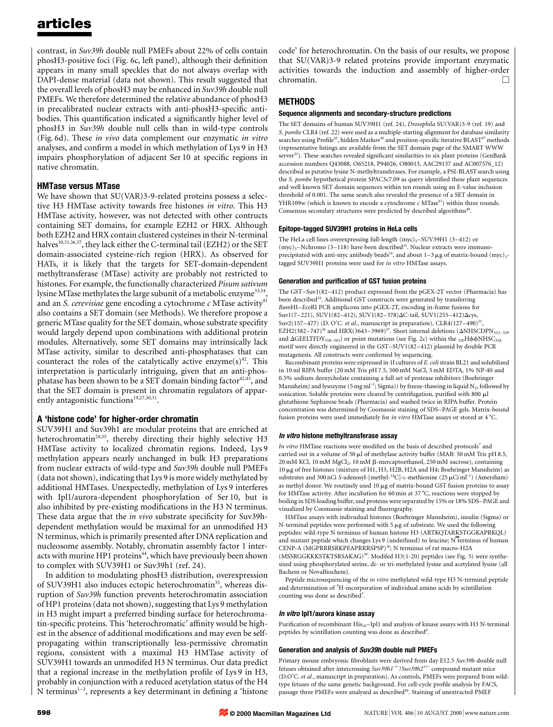contrast, in *Suv39h* double null PMEFs about 22% of cells contain phosH3-positive foci (Fig. 6c, left panel), although their definition appears in many small speckles that do not always overlap with DAPI-dense material (data not shown). This result suggested that the overall levels of phosH3 may be enhanced in *Suv39h* double null PMEFs. We therefore determined the relative abundance of phosH3 in precalibrated nuclear extracts with anti-phosH3-specific antibodies. This quantification indicated a significantly higher level of phosH3 in *Suv39h* double null cells than in wild-type controls (Fig. 6d). These *in vivo* data complement our enzymatic *in vitro* analyses, and confirm a model in which methylation of Lys 9 in H3 impairs phosphorylation of adjacent Ser 10 at specific regions in native chromatin.

### HMTase versus MTase

We have shown that SU(VAR)3-9-related proteins possess a selective H3 HMTase activity towards free histones *in vitro*. This H3 HMTase activity, however, was not detected with other contructs containing SET domains, for example EZH2 or HRX. Although both EZH2 and HRX contain clustered cysteines in their N-terminal halves[30,31,36,37], they lack either the C-terminal tail (EZH2) or the SET domain-associated cysteine-rich region (HRX). As observed for HATs, it is likely that the targets for SET-domain-dependent methyltransferase (MTase) activity are probably not restricted to histones. For example, the functionally characterized *Pisum sativum* lysine MTase methylates the large subunit of a metabolic enzyme[33,34], and an *S. cerevisiae* gene encoding a cytochrome *c* MTase activity[41] also contains a SET domain (see Methods). We therefore propose a generic MTase quality for the SET domain, whose substrate specifity would largely depend upon combinations with additional protein modules. Alternatively, some SET domains may intrinsically lack MTase activity, similar to described anti-phosphatases that can counteract the roles of the catalytically active enzyme(s)[42]. This interpretation is particularly intriguing, given that an anti-phosphatase has been shown to be a SET domain binding factor[42,43], and that the SET domain is present in chromatin regulators of apparently antagonistic functions[19,27,30,31].

### A 'histone code' for higher-order chromatin

SUV39H1 and Suv39h1 are modular proteins that are enriched at heterochromatin[24,35], thereby directing their highly selective H3 HMTase activity to localized chromatin regions. Indeed, Lys 9 methylation appears nearly unchanged in bulk H3 preparations from nuclear extracts of wild-type and *Suv39h* double null PMEFs (data not shown), indicating that Lys 9 is more widely methylated by additional HMTases. Unexpectedly, methylation of Lys 9 interferes with Ipl1/aurora-dependent phosphorylation of Ser 10, but is also inhibited by pre-existing modifications in the H3 N terminus. These data argue that the *in vivo* substrate specificity for Suv39h-dependent methylation would be maximal for an unmodified H3 N terminus, which is primarily presented after DNA replication and nucleosome assembly. Notably, chromatin assembly factor 1 interacts with murine HP1 proteins[44], which have previously been shown to complex with SUV39H1 or Suv39h1 (ref. 24).

In addition to modulating phosH3 distribution, overexpression of SUV39H1 also induces ectopic heterochromatin[35], whereas disruption of *Suv39h* function prevents heterochromatin association of HP1 proteins (data not shown), suggesting that Lys 9 methylation in H3 might impart a preferred binding surface for heterochromatin-specific proteins. This 'heterochromatic' affinity would be highest in the absence of additional modifications and may even be self-propagating within transcriptionally less-permissive chromatin regions, consistent with a maximal H3 HMTase activity of SUV39H1 towards an unmodifed H3 N terminus. Our data predict that a regional increase in the methylation profile of Lys 9 in H3, probably in conjunction with a reduced acetylation status of the H4 N terminus[1–3], represents a key determinant in defining a 'histone code' for heterochromatin. On the basis of our results, we propose that SU(VAR)3-9 related proteins provide important enzymatic activities towards the induction and assembly of higher-order chromatin. □

## METHODS

### Sequence alignments and secondary-structure predictions

The SET domains of human SUV39H1 (ref. 24), *Drosophila* SU(VAR)3-9 (ref. 19) and *S. pombe* CLR4 (ref. 22) were used as a multiple-starting alignment for database similarity searches using Profile[45], hidden Markov[46] and position-specific iterative BLAST[47] methods (representative listings are available from the SET domain page of the SMART WWW server[32]). These searches revealed significant similarities to six plant proteins (GenBank accession numbers Q43088, O65218, P94026, O80013, AAC29137 and AC007576_12) described as putative lysine N-methyltransferases. For example, a PSI-BLAST search using the *S. pombe* hypothetical protein SPAC3c7.09 as query identified these plant sequences and well known SET domain sequences within ten rounds using an E-value inclusion threshold of 0.001. The same search also revealed the presence of a SET domain in YHR109w (which is known to encode a cytochrome *c* MTase[41]) within three rounds. Consensus secondary structures were predicted by described algorithms[48].

### Epitope-tagged SUV39H1 proteins in HeLa cells

The HeLa cell lines overexpressing full-length $(myc)_3$–SUV39H1 (3–412) or $(myc)_3$–Nchromo (3–118) have been described[35]. Nuclear extracts were immunoprecipitated with anti-myc antibody beads[24], and about 1–3 μg of matrix-bound $(myc)_3$-tagged SUV39H1 proteins were used for *in vitro* HMTase assays.

### Generation and purification of GST fusion proteins

The GST–Suv1(82–412) product expressed from the pGEX-2T vector (Pharmacia) has been described[24]. Additional GST constructs were generated by transferring *Bam*HI–*Eco*RI PCR amplicons into pGEX-2T, encoding in-frame fusions for Suv1(7–221), SUV1(82–412), SUV1(82–378)ΔC-tail, SUV1(255–412)Δcys, Suv2(157–477) (D. O'C. *et al.*, manuscript in preparation), CLR4(127–490)[22], EZH2(382–747)[36] and HRX(3643–3969)[37]. Short internal deletions ($\Delta NHSCDPN_{323-329}$ and $\Delta GEELTFDY_{358-365}$) or point mutations (see Fig. 2c) within the $_{320}H\phi\phi NHSC_{326}$ motif were directly engineered in the GST–SUV1(82–412) plasmid by double PCR mutagenesis. All constructs were confirmed by sequencing.

Recombinant proteins were expressed in 1l cultures of *E. coli* strain BL21 and solubilized in 10 ml RIPA buffer (20 mM Tris pH 7.5, 500 mM NaCl, 5 mM EDTA, 1% NP-40 and 0.5% sodium deoxycholate containing a full set of protease inhibitors (Boehringer Mannheim) and lysozyme (5 mg $ml^{-1}$; Sigma)) by freeze-thawing in liquid $N_2$, followed by sonication. Soluble proteins were cleared by centrifugation, purified with 800 μl glutathione Sepharose beads (Pharmacia) and washed twice in RIPA buffer. Protein concentration was determined by Coomassie staining of SDS–PAGE gels. Matrix-bound fusion proteins were used immediately for *in vitro* HMTase assays or stored at 4 °C.

### *In vitro* histone methyltransferase assay

*In vitro* HMTase reactions were modified on the basis of described protocols[7] and carried out in a volume of 50 μl of methylase activity buffer (MAB: 50 mM Tris pH 8.5, 20 mM KCl, 10 mM $MgCl_2$, 10 mM β-mercaptoethanol, 250 mM sucrose), containing 10 μg of free histones (mixture of H1, H3, H2B, H2A and H4; Boehringer Mannheim) as substrates and 300 nCi *S*-adenosyl-[methyl-$^{14}$C]-L-methionine (25 μCi $ml^{-1}$) (Amersham) as methyl donor. We routinely used 10 μg of matrix-bound GST fusion proteins to assay for HMTase activity. After incubation for 60 min at 37 °C, reactions were stopped by boiling in SDS loading buffer, and proteins were separated by 15% or 18% SDS–PAGE and visualized by Coomassie staining and fluorography.

HMTase assays with indivudual histones (Boehringer Mannheim), insulin (Sigma) or N-terminal peptides were performed with 5 μg of substrate. We used the following peptides: wild-type N terminus of human histone H3 (ARTKQTARKSTGGKAPRKQL) and mutant peptide which changes Lys 9 (underlined) to leucine; N terminus of human CENP-A (MGPRRRSRKPEAPRRRSPSP)[38]; N terminus of rat macro-H2A (MSSRGGKKKSTKTSRSAKAG)[39]. Modifed H3(1-20) peptides (see Fig. 5) were synthesized using phosphorylated serine, di- or tri-methylated lysine and acetylated lysine (all Bachem or NovaBiochem).

Peptide microsequencing of the *in vitro* methylated wild-type H3 N-terminal peptide and determination of $^3$H-incorporation of individual amino acids by scintillation counting was done as described[7].

### *In vitro* Ipl1/aurora kinase assay

Purification of recombinant $His_{10}$–Ipl1 and analysis of kinase assays with H3 N-terminal peptides by scintillation counting was done as described[9].

### Generation and analysis of *Suv39h* double null PMEFs

Primary mouse embryonic fibroblasts were derived from day E12.5 *Suv39h* double null fetuses obtained after intercrossing $Suv39h1^{-/-}/Suv39h2^{+/-}$ compound mutant mice (D.O'C. *et al.*, manuscript in preparation). As controls, PMEFs were prepared from wild-type fetuses of the same genetic background. For cell-cycle profile analysis by FACS, passage three PMEFs were analysed as described[49]. Staining of unextracted PMEF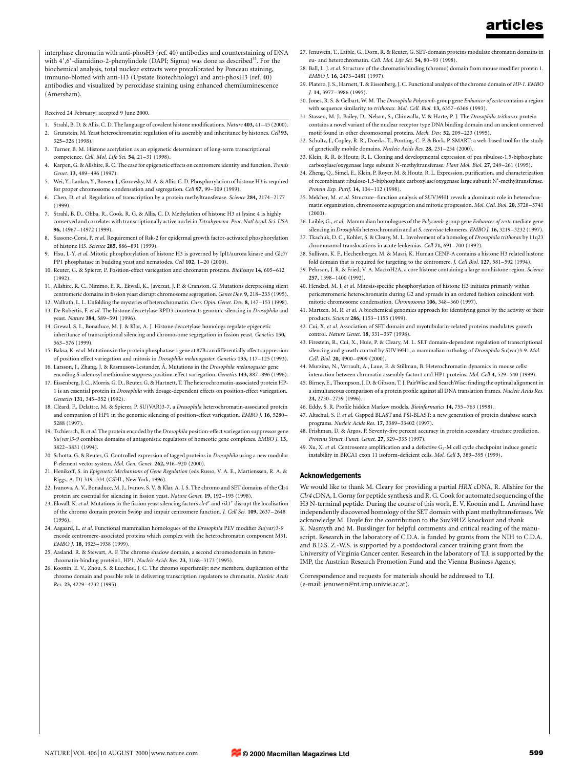interphase chromatin with anti-phosH3 (ref. 40) antibodies and counterstaining of DNA with 4′,6′-diamidino-2-phenylindole (DAPI; Sigma) was done as described[35]. For the biochemical analysis, total nuclear extracts were precalibrated by Ponceau staining, immuno-blotted with anti-H3 (Upstate Biotechnology) and anti-phosH3 (ref. 40) antibodies and visualized by peroxidase staining using enhanced chemiluminescence (Amersham).

Received 24 February; accepted 9 June 2000.

1. Strahl, B. D. & Allis, C. D. The language of covalent histone modifications. *Nature* **403,** 41–45 (2000).
2. Grunstein, M. Yeast heterochromatin: regulation of its assembly and inheritance by histones. *Cell* **93,** 325–328 (1998).
3. Turner, B. M. Histone acetylation as an epigenetic determinant of long-term transcriptional competence. *Cell. Mol. Life Sci.* **54,** 21–31 (1998).
4. Karpen, G. & Allshire, R. C. The case for epigenetic effects on centromere identity and function. *Trends Genet.* **13,** 489–496 (1997).
5. Wei, Y., Lanlan, Y., Bowen, J., Gorovsky, M. A. & Allis, C. D. Phosphorylation of histone H3 is required for proper chromosome condensation and segregation. *Cell* **97,** 99–109 (1999).
6. Chen, D. *et al.* Regulation of transcription by a protein methyltransferase. *Science* **284,** 2174–2177 (1999).
7. Strahl, B. D., Ohba, R., Cook, R. G. & Allis, C. D. Methylation of histone H3 at lysine 4 is highly conserved and correlates with transcriptionally active nuclei in *Tetrahymena*. *Proc. Natl Acad. Sci. USA* **96,** 14967–14972 (1999).
8. Sassone-Corsi, P. *et al.* Requirement of Rsk-2 for epidermal growth factor-activated phosphorylation of histone H3. *Science* **285,** 886–891 (1999).
9. Hsu, J.-Y. *et al.* Mitotic phosphorylation of histone H3 is governed by Ipl1/aurora kinase and Glc7/PP1 phosphatase in budding yeast and nematodes. *Cell* **102,** 1–20 (2000).
10. Reuter, G. & Spierer, P. Position-effect variegation and chromatin proteins. *BioEssays* **14,** 605–612 (1992).
11. Allshire, R. C., Nimmo, E. R., Ekwall, K., Javerzat, J. P. & Cranston, G. Mutations derepressing silent centromeric domains in fission yeast disrupt chromosome segregation. *Genes Dev.* **9,** 218–233 (1995).
12. Wallrath, L. L. Unfolding the mysteries of heterochromatin. *Curr. Opin. Genet. Dev.* **8,** 147–153 (1998).
13. De Rubertis, F. *et al.* The histone deacetylase RPD3 counteracts genomic silencing in *Drosophila* and yeast. *Nature* **384,** 589–591 (1996).
14. Grewal, S. I., Bonaduce, M. J. & Klar, A. J. Histone deacetylase homologs regulate epigenetic inheritance of transcriptional silencing and chromosome segregation in fission yeast. *Genetics* **150,** 563–576 (1999).
15. Baksa, K. *et al.* Mutations in the protein phosphatase 1 gene at 87B can differentially affect suppression of position effect variegation and mitosis in *Drosophila melanogaster*. *Genetics* **135,** 117–125 (1993).
16. Larsson, J., Zhang, J. & Rasmuson-Lestander, Å. Mutations in the *Drosophila melanogaster* gene encoding S-adenosyl methionine suppress position-effect variegation. *Genetics* **143,** 887–896 (1996).
17. Eissenberg, J. C., Morris, G. D., Reuter, G. & Hartnett, T. The heterochromatin-associated protein HP-1 is an essential protein in *Drosophila* with dosage-dependent effects on position-effect variegation. *Genetics* **131,** 345–352 (1992).
18. Cléard, F., Delattre, M. & Spierer, P. SU(VAR)3-7, a *Drosophila* heterochromatin-associated protein and companion of HP1 in the genomic silencing of position-effect variegation. *EMBO J.* **16,** 5280–5288 (1997).
19. Tschiersch, B. *et al.* The protein encoded by the *Drosophila* position-effect variegation suppressor gene *Su(var)3-9* combines domains of antagonistic regulators of homeotic gene complexes. *EMBO J.* **13,** 3822–3831 (1994).
20. Schotta, G. & Reuter, G. Controlled expression of tagged proteins in *Drosophila* using a new modular P-element vector system. *Mol. Gen. Genet.* **262,** 916–920 (2000).
21. Henikoff, S. in *Epigenetic Mechanisms of Gene Regulation* (eds Russo, V. A. E., Martienssen, R. A. & Riggs, A. D) 319–334 (CSHL, New York, 1996).
22. Ivanova, A. V., Bonaduce, M. J., Ivanov, S. V. & Klar, A. J. S. The chromo and SET domains of the Clr4 protein are essential for silencing in fission yeast. *Nature Genet.* **19,** 192–195 (1998).
23. Ekwall, K. *et al.* Mutations in the fission yeast silencing factors *clr4*[+] and *rik1*[+] disrupt the localisation of the chromo domain protein Swi6p and impair centromere function. *J. Cell Sci.* **109,** 2637–2648 (1996).
24. Aagaard, L. *et al.* Functional mammalian homologues of the *Drosophila* PEV modifier *Su(var)3-9* encode centromere-associated proteins which complex with the heterochromatin component M31. *EMBO J.* **18,** 1923–1938 (1999).
25. Aasland, R. & Stewart, A. F. The chromo shadow domain, a second chromodomain in heterochromatin-binding protein1, HP1. *Nucleic Acids Res.* **23,** 3168–3173 (1995).
26. Koonin, E. V., Zhou, S. & Lucchesi, J. C. The chromo superfamily: new members, duplication of the chromo domain and possible role in delivering transcription regulators to chromatin. *Nucleic Acids Res.* **23,** 4229–4232 (1995).
27. Jenuwein, T., Laible, G., Dorn, R. & Reuter, G. SET-domain proteins modulate chromatin domains in eu- and heterochromatin. *Cell. Mol. Life Sci.* **54,** 80–93 (1998).
28. Ball, L. J. *et al.* Structure of the chromatin binding (chromo) domain from mouse modifier protein 1. *EMBO J.* **16,** 2473–2481 (1997).
29. Platero, J. S., Harnett, T. & Eissenberg, J. C. Functional analysis of the chromo domain of *HP-1*. *EMBO J.* **14,** 3977–3986 (1995).
30. Jones, R. S. & Gelbart, W. M. The *Drosophila Polycomb*-group gene *Enhancer of zeste* contains a region with sequence similarity to *trithorax*. *Mol. Cell. Biol.* **13,** 6357–6366 (1993).
31. Stassen, M. J., Bailey, D., Nelson, S., Chinwalla, V. & Harte, P. J. The *Drosophila trithorax* protein contains a novel variant of the nuclear receptor type DNA binding domain and an ancient conserved motif found in other chromosomal proteins. *Mech. Dev.* **52,** 209–223 (1995).
32. Schultz, J., Copley, R. R., Doerks, T., Ponting, C. P. & Bork, P. SMART: a web-based tool for the study of genetically mobile domains. *Nucleic Acids Res.* **28,** 231–234 (2000).
33. Klein, R. R. & Houtz, R. L. Cloning and developmental expression of pea ribulose-1,5-biphosphate carboxylase/oxygenase large subunit N-methyltransferase. *Plant Mol. Biol.* **27,** 249–261 (1995).
34. Zheng, Q., Simel, E., Klein, P. Royer, M. & Houtz, R. L. Expression, purification, and characterization of recombinant ribulose-1,5-biphosphate carboxylase/oxygenase large subunit $N^{\epsilon}$-methyltransferase. *Protein Exp. Purif.* **14,** 104–112 (1998).
35. Melcher, M. *et al.* Structure–function analysis of SUV39H1 reveals a dominant role in heterochromatin organization, chromosome segregation and mitotic progression. *Mol. Cell. Biol.* **20,** 3728–3741 (2000).
36. Laible, G., *et al.* Mammalian homologues of the *Polycomb*-group gene *Enhancer of zeste* mediate gene silencing in *Drosophila* heterochromatin and at *S. cerevisae* telomeres. *EMBO J.* **16,** 3219–3232 (1997).
37. Tkachuk, D. C., Kohler, S. & Cleary, M. L. Involvement of a homolog of *Drosophila trithorax* by 11q23 chromosomal translocations in acute leukemias. *Cell* **71,** 691–700 (1992).
38. Sullivan, K. F., Hechenberger, M. & Masri, K. Human CENP-A contains a histone H3 related histone fold domain that is required for targeting to the centromere. *J. Cell Biol.* **127,** 581–592 (1994).
39. Pehrson, J. R. & Fried, V. A. MacroH2A, a core histone containing a large nonhistone region. *Science* **257,** 1398–1400 (1992).
40. Hendzel, M. J. *et al.* Mitosis-specific phosphorylation of histone H3 initiates primarily within pericentromeric heterochromatin during G2 and spreads in an ordered fashion coincident with mitotic chromosome condensation. *Chromosoma* **106,** 348–360 (1997).
41. Martzen, M. R. *et al.* A biochemical genomics approach for identifying genes by the activity of their products. *Science* **286,** 1153–1155 (1999).
42. Cui, X. *et al.* Association of SET domain and myotubularin-related proteins modulates growth control. *Nature Genet.* **18,** 331–337 (1998).
43. Firestein, R., Cui, X., Huie, P. & Cleary, M. L. SET domain-dependent regulation of transcriptional silencing and growth control by SUV39H1, a mammalian ortholog of *Drosophila* Su(var)3-9. *Mol. Cell. Biol.* **20,** 4900–4909 (2000).
44. Murzina, N., Verrault, A., Laue, E. & Stillman, B. Heterochromatin dynamics in mouse cells: interaction between chromatin assembly factor1 and HP1 proteins. *Mol. Cell* **4,** 529–540 (1999).
45. Birney, E., Thompson, J. D. & Gibson, T. J. PairWise and SearchWise: finding the optimal alignment in a simultaneous comparison of a protein profile against all DNA translation frames. *Nucleic Acids Res.* **24,** 2730–2739 (1996).
46. Eddy, S. R. Profile hidden Markov models. *Bioinformatics* **14,** 755–763 (1998).
47. Altschul, S. F. *et al.* Gapped BLAST and PSI-BLAST: a new generation of protein database search programs. *Nucleic Acids Res.* **17,** 3389–33402 (1997).
48. Frishman, D. & Argos, P. Seventy-five percent accuracy in protein secondary structure prediction. *Proteins Struct. Funct. Genet.* **27,** 329–335 (1997).
49. Xu, X. *et al.* Centrosome amplification and a defective $G_2$-M cell cycle checkpoint induce genetic instability in BRCA1 exon 11 isoform-deficient cells. *Mol. Cell* **3,** 389–395 (1999).

## Acknowledgements

We would like to thank M. Cleary for providing a partial *HRX* cDNA, R. Allshire for the *Clr4* cDNA, I. Gorny for peptide synthesis and R. G. Cook for automated sequencing of the H3 N-terminal peptide. During the course of this work, E. V. Koonin and L. Aravind have independently discovered homology of the SET domain with plant methyltransferases. We acknowledge M. Doyle for the contribution to the Suv39HZ knockout and thank K. Nasmyth and M. Busslinger for helpful comments and critical reading of the manuscript. Research in the laboratory of C.D.A. is funded by grants from the NIH to C.D.A. and B.D.S. Z.-W.S. is supported by a postdoctoral cancer training grant from the University of Virginia Cancer center. Research in the laboratory of T.J. is supported by the IMP, the Austrian Research Promotion Fund and the Vienna Business Agency.

Correspondence and requests for materials should be addressed to T.J. (e-mail: jenuwein@nt.imp.univie.ac.at).